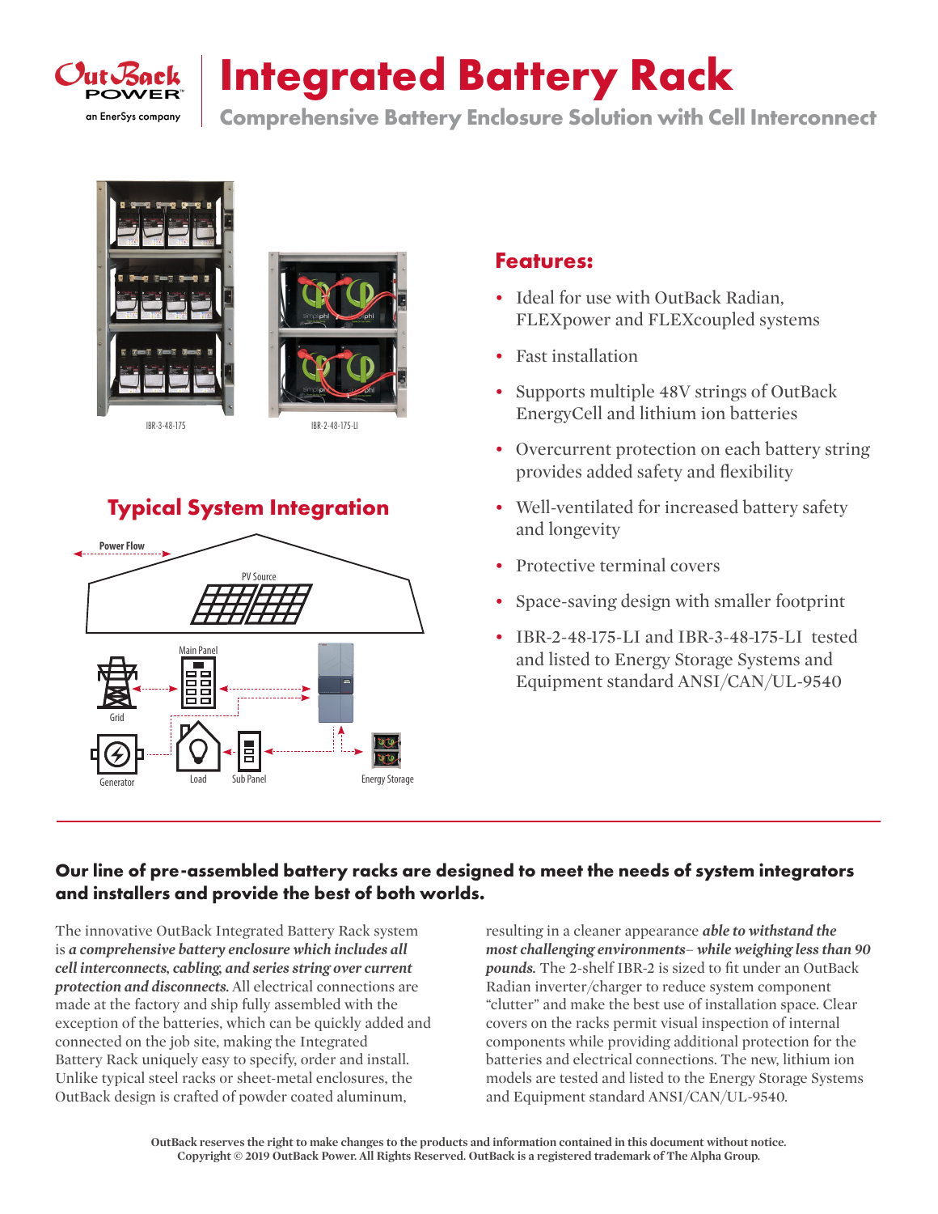# Integrated Battery Rack

## Comprehensive Battery Enclosure Solution with Cell Interconnect

IBR-3-48-175

IBR-2-48-175-LI

## Typical System Integration

Power Flow

PV Source

Main Panel

Grid

Generator

Load

Sub Panel

Energy Storage

## Features:

- Ideal for use with OutBack Radian, FLEXpower and FLEXcoupled systems
- Fast installation
- Supports multiple 48V strings of OutBack EnergyCell and lithium ion batteries
- Overcurrent protection on each battery string provides added safety and flexibility
- Well-ventilated for increased battery safety and longevity
- Protective terminal covers
- Space-saving design with smaller footprint
- IBR-2-48-175-LI and IBR-3-48-175-LI tested and listed to Energy Storage Systems and Equipment standard ANSI/CAN/UL-9540

**Our line of pre-assembled battery racks are designed to meet the needs of system integrators and installers and provide the best of both worlds.**

The innovative OutBack Integrated Battery Rack system is ***a comprehensive battery enclosure which includes all cell interconnects, cabling, and series string over current protection and disconnects.*** All electrical connections are made at the factory and ship fully assembled with the exception of the batteries, which can be quickly added and connected on the job site, making the Integrated Battery Rack uniquely easy to specify, order and install. Unlike typical steel racks or sheet-metal enclosures, the OutBack design is crafted of powder coated aluminum, resulting in a cleaner appearance ***able to withstand the most challenging environments– while weighing less than 90 pounds.*** The 2-shelf IBR-2 is sized to fit under an OutBack Radian inverter/charger to reduce system component "clutter" and make the best use of installation space. Clear covers on the racks permit visual inspection of internal components while providing additional protection for the batteries and electrical connections. The new, lithium ion models are tested and listed to the Energy Storage Systems and Equipment standard ANSI/CAN/UL-9540.

**OutBack reserves the right to make changes to the products and information contained in this document without notice.**
**Copyright © 2019 OutBack Power. All Rights Reserved. OutBack is a registered trademark of The Alpha Group.**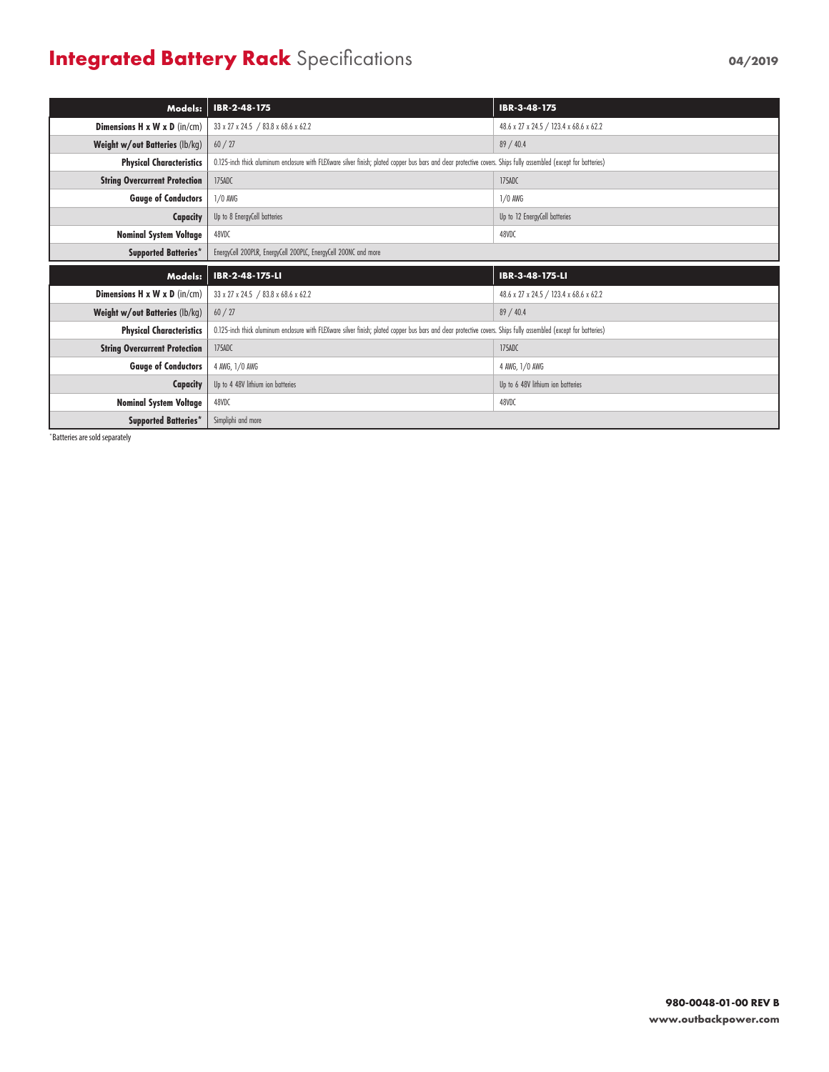# **Integrated Battery Rack** Specifications

04/2019

| **Models:** | **IBR-2-48-175** | **IBR-3-48-175** |
|---|---|---|
| **Dimensions H x W x D** (in/cm) | 33 x 27 x 24.5 / 83.8 x 68.6 x 62.2 | 48.6 x 27 x 24.5 / 123.4 x 68.6 x 62.2 |
| **Weight w/out Batteries** (lb/kg) | 60 / 27 | 89 / 40.4 |
| **Physical Characteristics** | 0.125-inch thick aluminum enclosure with FLEXware silver finish; plated copper bus bars and clear protective covers. Ships fully assembled (except for batteries) | |
| **String Overcurrent Protection** | 175ADC | 175ADC |
| **Gauge of Conductors** | 1/0 AWG | 1/0 AWG |
| **Capacity** | Up to 8 EnergyCell batteries | Up to 12 EnergyCell batteries |
| **Nominal System Voltage** | 48VDC | 48VDC |
| **Supported Batteries*** | EnergyCell 200PLR, EnergyCell 200PLC, EnergyCell 200NC and more | |

| **Models:** | **IBR-2-48-175-LI** | **IBR-3-48-175-LI** |
|---|---|---|
| **Dimensions H x W x D** (in/cm) | 33 x 27 x 24.5 / 83.8 x 68.6 x 62.2 | 48.6 x 27 x 24.5 / 123.4 x 68.6 x 62.2 |
| **Weight w/out Batteries** (lb/kg) | 60 / 27 | 89 / 40.4 |
| **Physical Characteristics** | 0.125-inch thick aluminum enclosure with FLEXware silver finish; plated copper bus bars and clear protective covers. Ships fully assembled (except for batteries) | |
| **String Overcurrent Protection** | 175ADC | 175ADC |
| **Gauge of Conductors** | 4 AWG, 1/0 AWG | 4 AWG, 1/0 AWG |
| **Capacity** | Up to 4 48V lithium ion batteries | Up to 6 48V lithium ion batteries |
| **Nominal System Voltage** | 48VDC | 48VDC |
| **Supported Batteries*** | Simpliphi and more | |

*Batteries are sold separately

**980-0048-01-00 REV B**

**www.outbackpower.com**